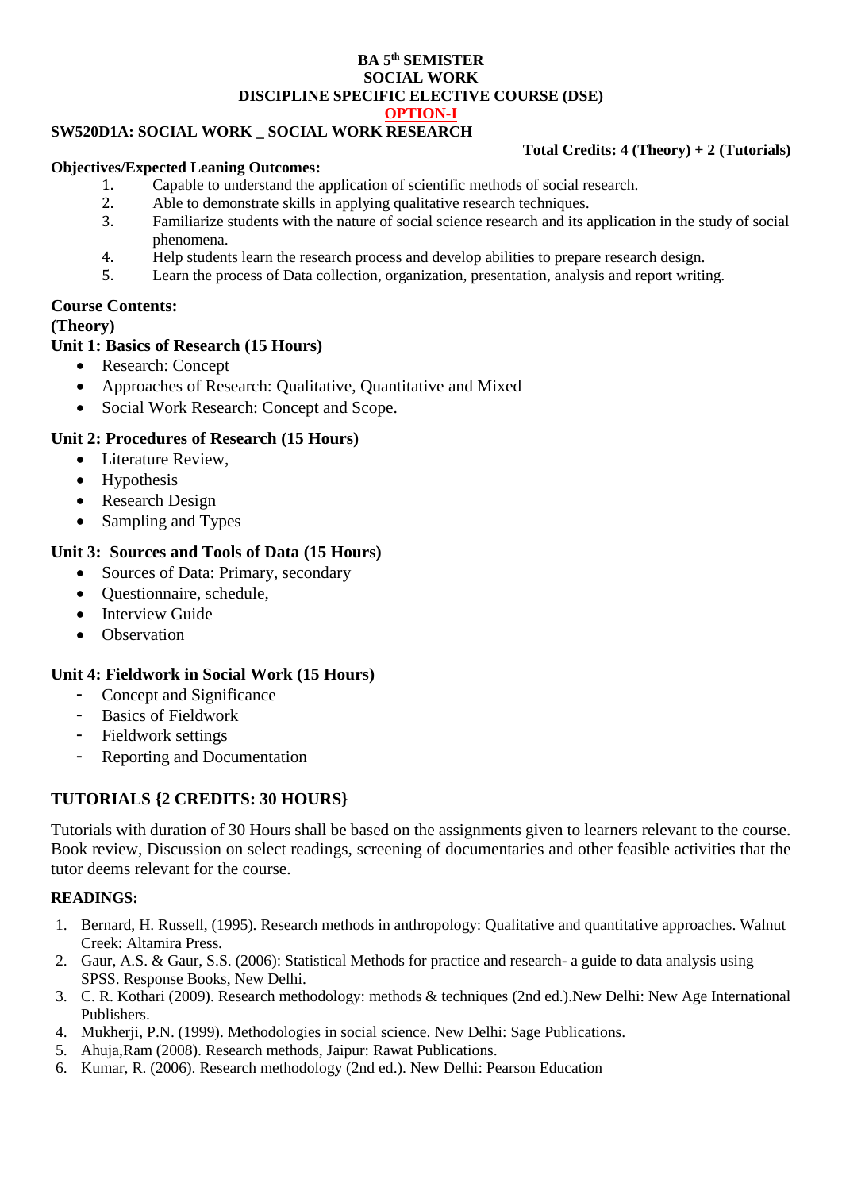**BA 5th SEMISTER**

**SOCIAL WORK**

**DISCIPLINE SPECIFIC ELECTIVE COURSE (DSE)**

**OPTION-I**

**SW520D1A: SOCIAL WORK _ SOCIAL WORK RESEARCH**

**Total Credits: 4 (Theory) + 2 (Tutorials)**

**Objectives/Expected Leaning Outcomes:**

1. Capable to understand the application of scientific methods of social research.
2. Able to demonstrate skills in applying qualitative research techniques.
3. Familiarize students with the nature of social science research and its application in the study of social phenomena.
4. Help students learn the research process and develop abilities to prepare research design.
5. Learn the process of Data collection, organization, presentation, analysis and report writing.

**Course Contents:**

**(Theory)**

**Unit 1: Basics of Research (15 Hours)**

- Research: Concept
- Approaches of Research: Qualitative, Quantitative and Mixed
- Social Work Research: Concept and Scope.

**Unit 2: Procedures of Research (15 Hours)**

- Literature Review,
- Hypothesis
- Research Design
- Sampling and Types

**Unit 3: Sources and Tools of Data (15 Hours)**

- Sources of Data: Primary, secondary
- Questionnaire, schedule,
- Interview Guide
- Observation

**Unit 4: Fieldwork in Social Work (15 Hours)**

- Concept and Significance
- Basics of Fieldwork
- Fieldwork settings
- Reporting and Documentation

**TUTORIALS {2 CREDITS: 30 HOURS}**

Tutorials with duration of 30 Hours shall be based on the assignments given to learners relevant to the course. Book review, Discussion on select readings, screening of documentaries and other feasible activities that the tutor deems relevant for the course.

**READINGS:**

1. Bernard, H. Russell, (1995). Research methods in anthropology: Qualitative and quantitative approaches. Walnut Creek: Altamira Press.
2. Gaur, A.S. & Gaur, S.S. (2006): Statistical Methods for practice and research- a guide to data analysis using SPSS. Response Books, New Delhi.
3. C. R. Kothari (2009). Research methodology: methods & techniques (2nd ed.).New Delhi: New Age International Publishers.
4. Mukherji, P.N. (1999). Methodologies in social science. New Delhi: Sage Publications.
5. Ahuja,Ram (2008). Research methods, Jaipur: Rawat Publications.
6. Kumar, R. (2006). Research methodology (2nd ed.). New Delhi: Pearson Education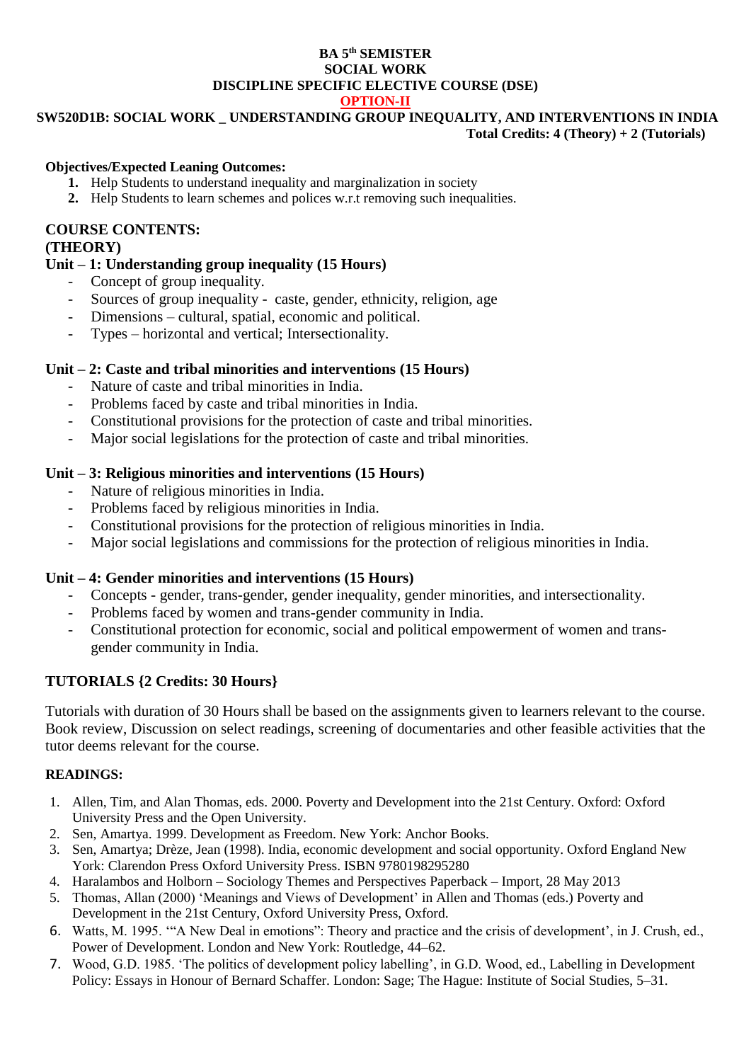**BA 5th SEMISTER**
**SOCIAL WORK**
**DISCIPLINE SPECIFIC ELECTIVE COURSE (DSE)**
**OPTION-II**

# SW520D1B: SOCIAL WORK _ UNDERSTANDING GROUP INEQUALITY, AND INTERVENTIONS IN INDIA

**Total Credits: 4 (Theory) + 2 (Tutorials)**

**Objectives/Expected Leaning Outcomes:**

1. Help Students to understand inequality and marginalization in society
2. Help Students to learn schemes and polices w.r.t removing such inequalities.

## COURSE CONTENTS:

## (THEORY)

### Unit – 1: Understanding group inequality (15 Hours)

- Concept of group inequality.
- Sources of group inequality - caste, gender, ethnicity, religion, age
- Dimensions – cultural, spatial, economic and political.
- Types – horizontal and vertical; Intersectionality.

### Unit – 2: Caste and tribal minorities and interventions (15 Hours)

- Nature of caste and tribal minorities in India.
- Problems faced by caste and tribal minorities in India.
- Constitutional provisions for the protection of caste and tribal minorities.
- Major social legislations for the protection of caste and tribal minorities.

### Unit – 3: Religious minorities and interventions (15 Hours)

- Nature of religious minorities in India.
- Problems faced by religious minorities in India.
- Constitutional provisions for the protection of religious minorities in India.
- Major social legislations and commissions for the protection of religious minorities in India.

### Unit – 4: Gender minorities and interventions (15 Hours)

- Concepts - gender, trans-gender, gender inequality, gender minorities, and intersectionality.
- Problems faced by women and trans-gender community in India.
- Constitutional protection for economic, social and political empowerment of women and trans-gender community in India.

## TUTORIALS {2 Credits: 30 Hours}

Tutorials with duration of 30 Hours shall be based on the assignments given to learners relevant to the course. Book review, Discussion on select readings, screening of documentaries and other feasible activities that the tutor deems relevant for the course.

**READINGS:**

1. Allen, Tim, and Alan Thomas, eds. 2000. Poverty and Development into the 21st Century. Oxford: Oxford University Press and the Open University.
2. Sen, Amartya. 1999. Development as Freedom. New York: Anchor Books.
3. Sen, Amartya; Drèze, Jean (1998). India, economic development and social opportunity. Oxford England New York: Clarendon Press Oxford University Press. ISBN 9780198295280
4. Haralambos and Holborn – Sociology Themes and Perspectives Paperback – Import, 28 May 2013
5. Thomas, Allan (2000) 'Meanings and Views of Development' in Allen and Thomas (eds.) Poverty and Development in the 21st Century, Oxford University Press, Oxford.
6. Watts, M. 1995. '"A New Deal in emotions": Theory and practice and the crisis of development', in J. Crush, ed., Power of Development. London and New York: Routledge, 44–62.
7. Wood, G.D. 1985. 'The politics of development policy labelling', in G.D. Wood, ed., Labelling in Development Policy: Essays in Honour of Bernard Schaffer. London: Sage; The Hague: Institute of Social Studies, 5–31.